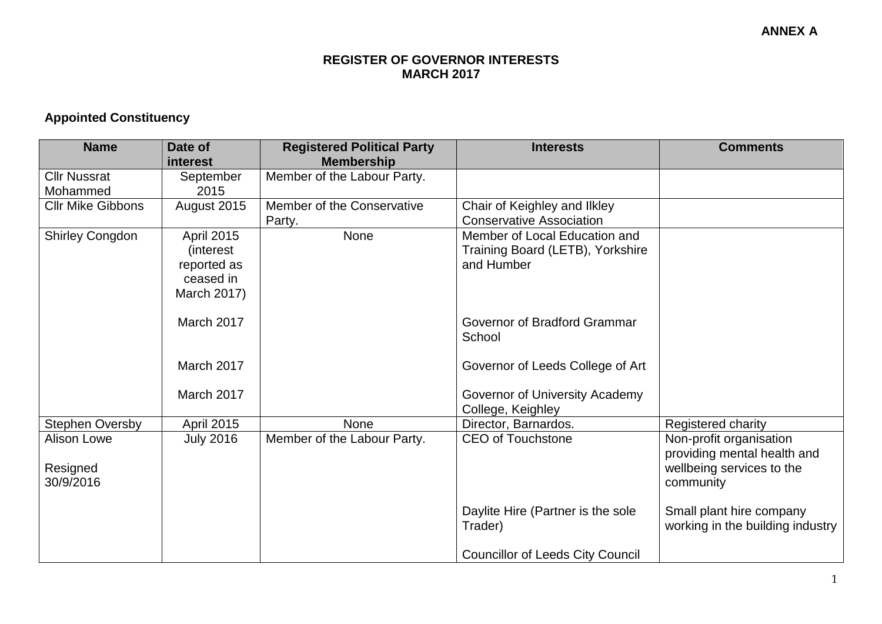**ANNEX A**

# REGISTER OF GOVERNOR INTERESTS
# MARCH 2017

## Appointed Constituency

| Name | Date of interest | Registered Political Party Membership | Interests | Comments |
|---|---|---|---|---|
| Cllr Nussrat Mohammed | September 2015 | Member of the Labour Party. | | |
| Cllr Mike Gibbons | August 2015 | Member of the Conservative Party. | Chair of Keighley and Ilkley Conservative Association | |
| Shirley Congdon | April 2015 (interest reported as ceased in March 2017) | None | Member of Local Education and Training Board (LETB), Yorkshire and Humber | |
| | March 2017 | | Governor of Bradford Grammar School | |
| | March 2017 | | Governor of Leeds College of Art | |
| | March 2017 | | Governor of University Academy College, Keighley | |
| Stephen Oversby | April 2015 | None | Director, Barnardos. | Registered charity |
| Alison Lowe<br><br>Resigned 30/9/2016 | July 2016 | Member of the Labour Party. | CEO of Touchstone | Non-profit organisation providing mental health and wellbeing services to the community |
| | | | Daylite Hire (Partner is the sole Trader) | Small plant hire company working in the building industry |
| | | | Councillor of Leeds City Council | |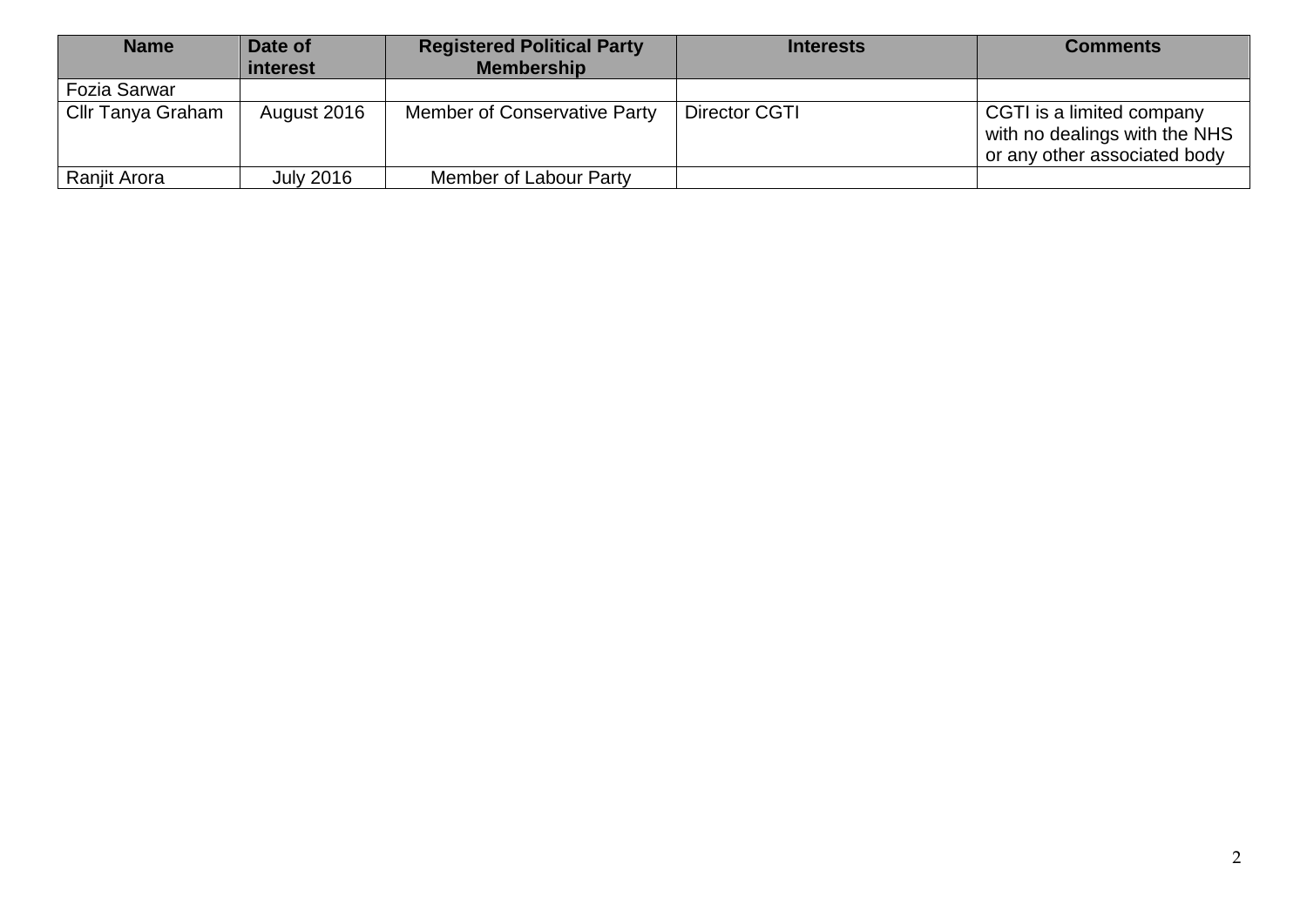| Name | Date of interest | Registered Political Party Membership | Interests | Comments |
|---|---|---|---|---|
| Fozia Sarwar | | | | |
| Cllr Tanya Graham | August 2016 | Member of Conservative Party | Director CGTI | CGTI is a limited company with no dealings with the NHS or any other associated body |
| Ranjit Arora | July 2016 | Member of Labour Party | | |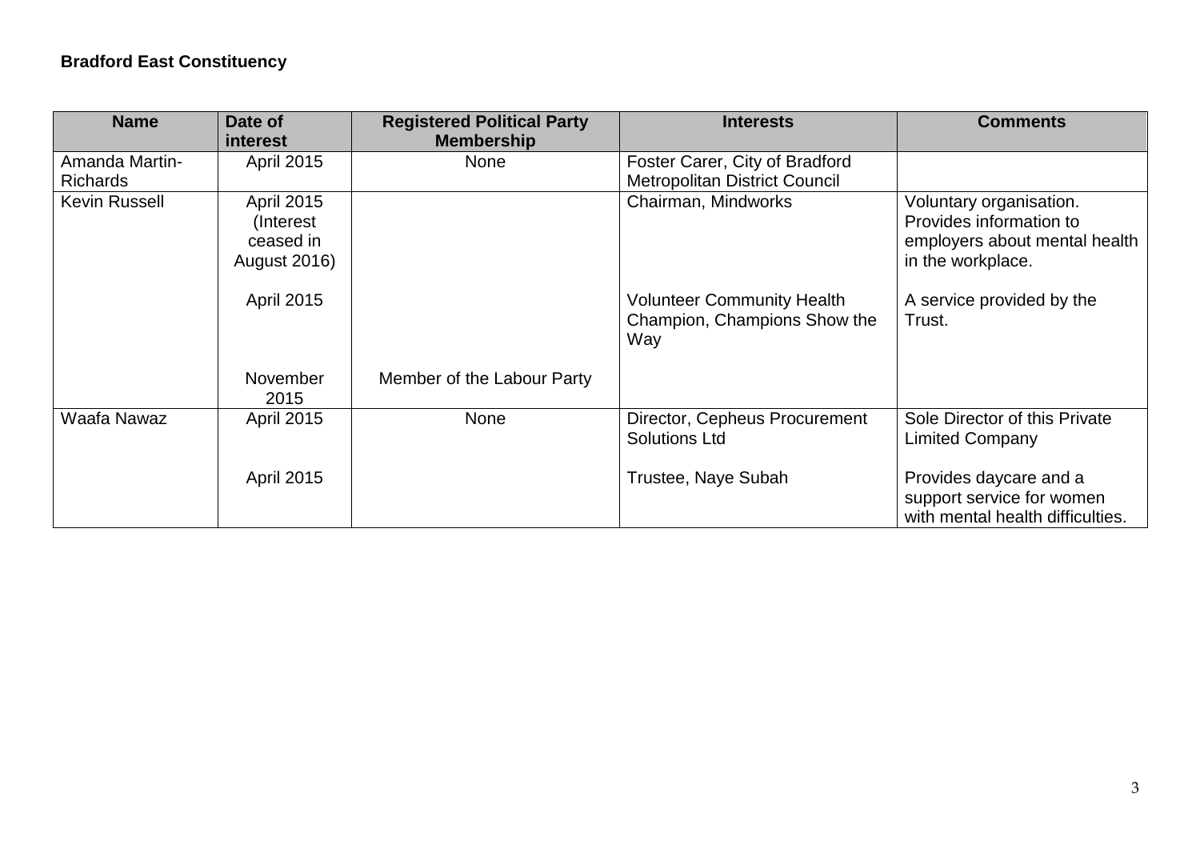**Bradford East Constituency**

| Name | Date of interest | Registered Political Party Membership | Interests | Comments |
|---|---|---|---|---|
| Amanda Martin-Richards | April 2015 | None | Foster Carer, City of Bradford Metropolitan District Council | |
| Kevin Russell | April 2015 (Interest ceased in August 2016) | | Chairman, Mindworks | Voluntary organisation. Provides information to employers about mental health in the workplace. |
| | April 2015 | | Volunteer Community Health Champion, Champions Show the Way | A service provided by the Trust. |
| | November 2015 | Member of the Labour Party | | |
| Waafa Nawaz | April 2015 | None | Director, Cepheus Procurement Solutions Ltd | Sole Director of this Private Limited Company |
| | April 2015 | | Trustee, Naye Subah | Provides daycare and a support service for women with mental health difficulties. |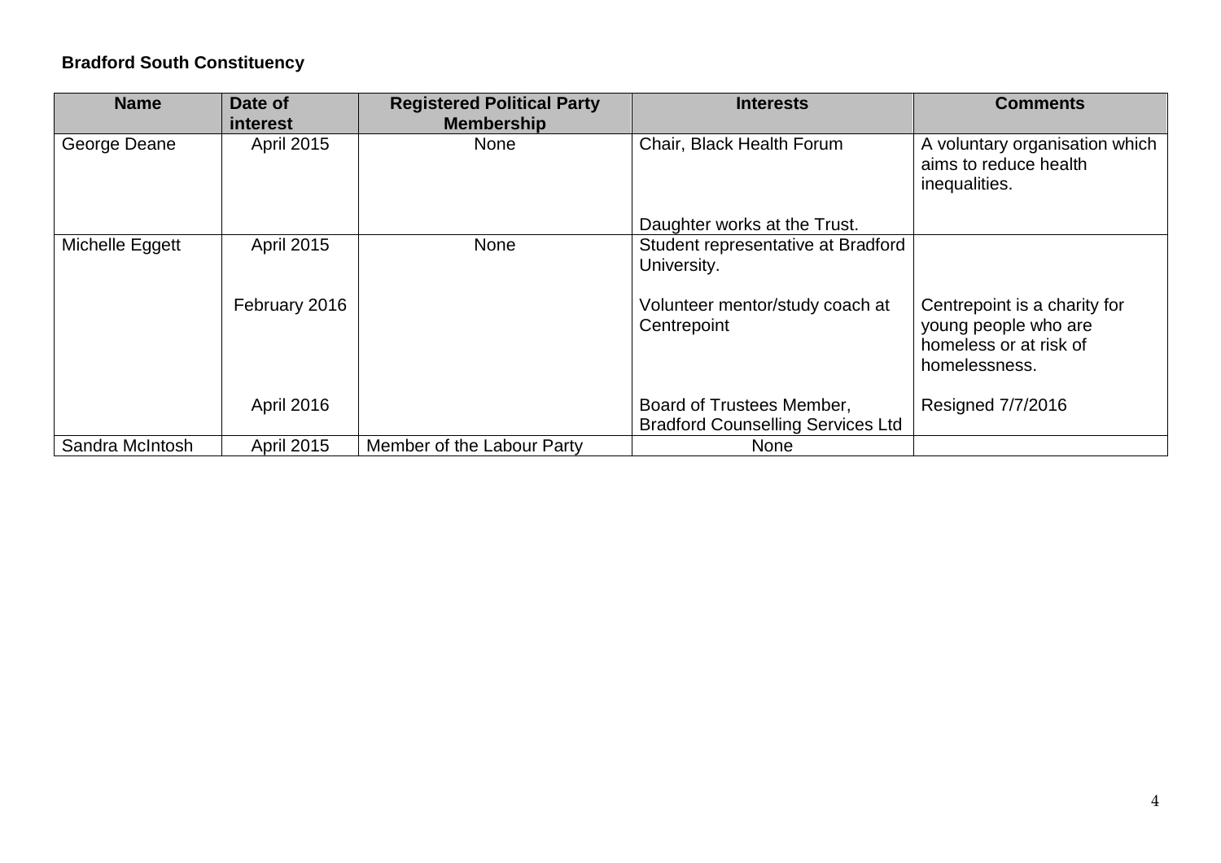**Bradford South Constituency**

| Name | Date of interest | Registered Political Party Membership | Interests | Comments |
|---|---|---|---|---|
| George Deane | April 2015 | None | Chair, Black Health Forum<br><br>Daughter works at the Trust. | A voluntary organisation which aims to reduce health inequalities. |
| Michelle Eggett | April 2015 | None | Student representative at Bradford University. | |
| | February 2016 | | Volunteer mentor/study coach at Centrepoint | Centrepoint is a charity for young people who are homeless or at risk of homelessness. |
| | April 2016 | | Board of Trustees Member, Bradford Counselling Services Ltd | Resigned 7/7/2016 |
| Sandra McIntosh | April 2015 | Member of the Labour Party | None | |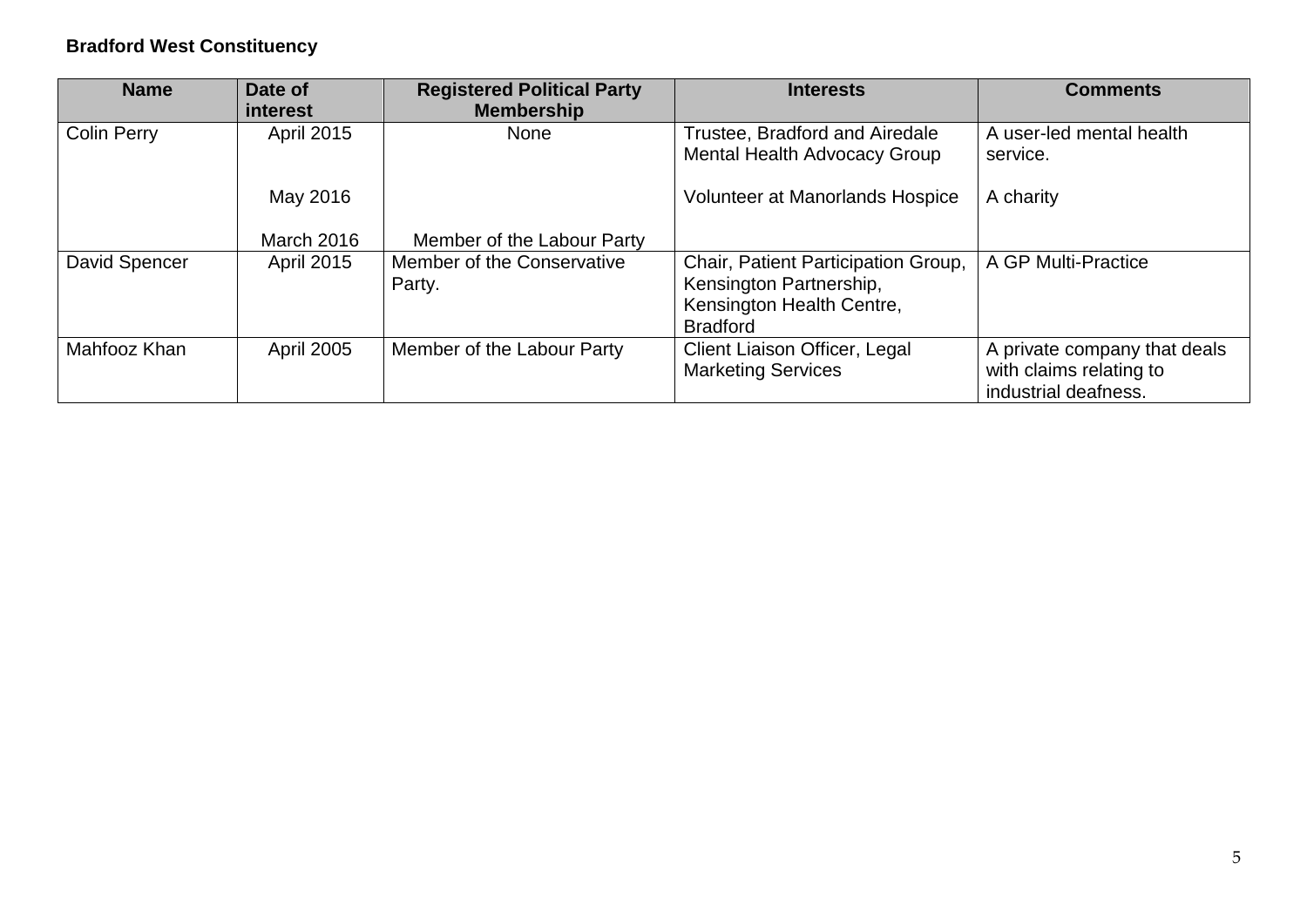**Bradford West Constituency**

| Name | Date of interest | Registered Political Party Membership | Interests | Comments |
|---|---|---|---|---|
| Colin Perry | April 2015<br><br>May 2016<br><br>March 2016 | None<br><br><br><br>Member of the Labour Party | Trustee, Bradford and Airedale Mental Health Advocacy Group<br><br>Volunteer at Manorlands Hospice | A user-led mental health service.<br><br>A charity |
| David Spencer | April 2015 | Member of the Conservative Party. | Chair, Patient Participation Group, Kensington Partnership, Kensington Health Centre, Bradford | A GP Multi-Practice |
| Mahfooz Khan | April 2005 | Member of the Labour Party | Client Liaison Officer, Legal Marketing Services | A private company that deals with claims relating to industrial deafness. |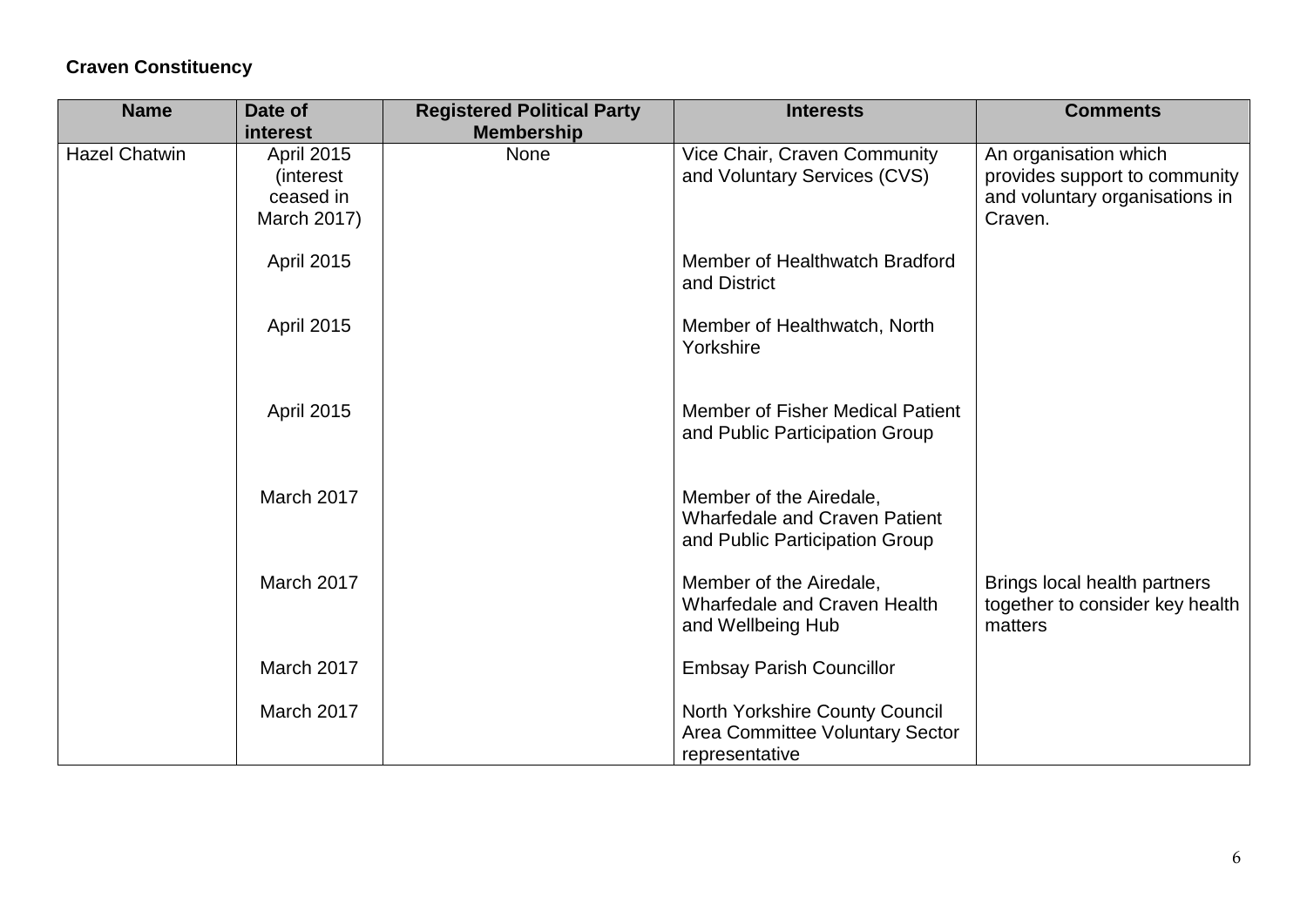**Craven Constituency**

| Name | Date of interest | Registered Political Party Membership | Interests | Comments |
|---|---|---|---|---|
| Hazel Chatwin | April 2015 (interest ceased in March 2017) | None | Vice Chair, Craven Community and Voluntary Services (CVS) | An organisation which provides support to community and voluntary organisations in Craven. |
| | April 2015 | | Member of Healthwatch Bradford and District | |
| | April 2015 | | Member of Healthwatch, North Yorkshire | |
| | April 2015 | | Member of Fisher Medical Patient and Public Participation Group | |
| | March 2017 | | Member of the Airedale, Wharfedale and Craven Patient and Public Participation Group | |
| | March 2017 | | Member of the Airedale, Wharfedale and Craven Health and Wellbeing Hub | Brings local health partners together to consider key health matters |
| | March 2017 | | Embsay Parish Councillor | |
| | March 2017 | | North Yorkshire County Council Area Committee Voluntary Sector representative | |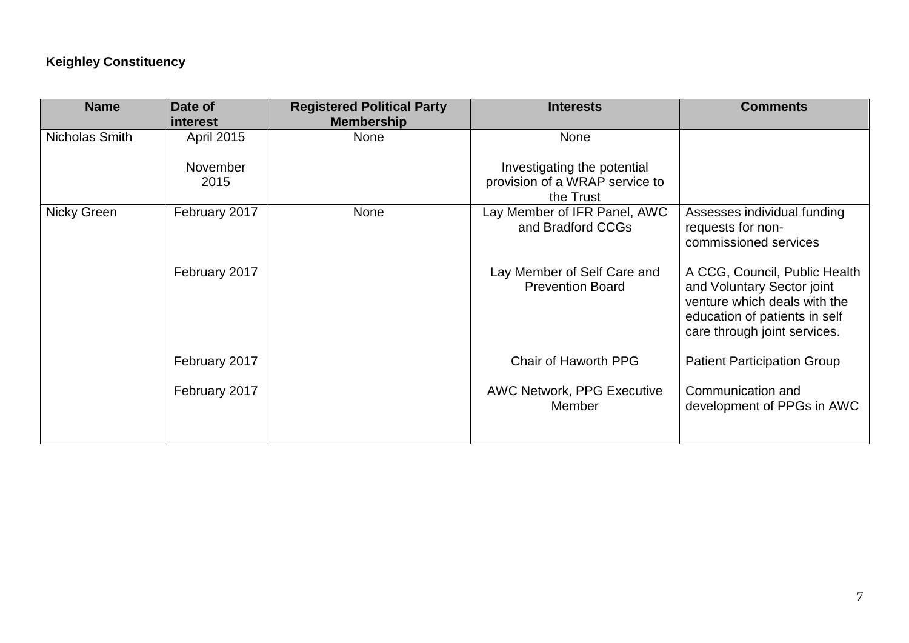**Keighley Constituency**

| Name | Date of interest | Registered Political Party Membership | Interests | Comments |
|---|---|---|---|---|
| Nicholas Smith | April 2015 | None | None | |
| | November 2015 | | Investigating the potential provision of a WRAP service to the Trust | |
| Nicky Green | February 2017 | None | Lay Member of IFR Panel, AWC and Bradford CCGs | Assesses individual funding requests for non-commissioned services |
| | February 2017 | | Lay Member of Self Care and Prevention Board | A CCG, Council, Public Health and Voluntary Sector joint venture which deals with the education of patients in self care through joint services. |
| | February 2017 | | Chair of Haworth PPG | Patient Participation Group |
| | February 2017 | | AWC Network, PPG Executive Member | Communication and development of PPGs in AWC |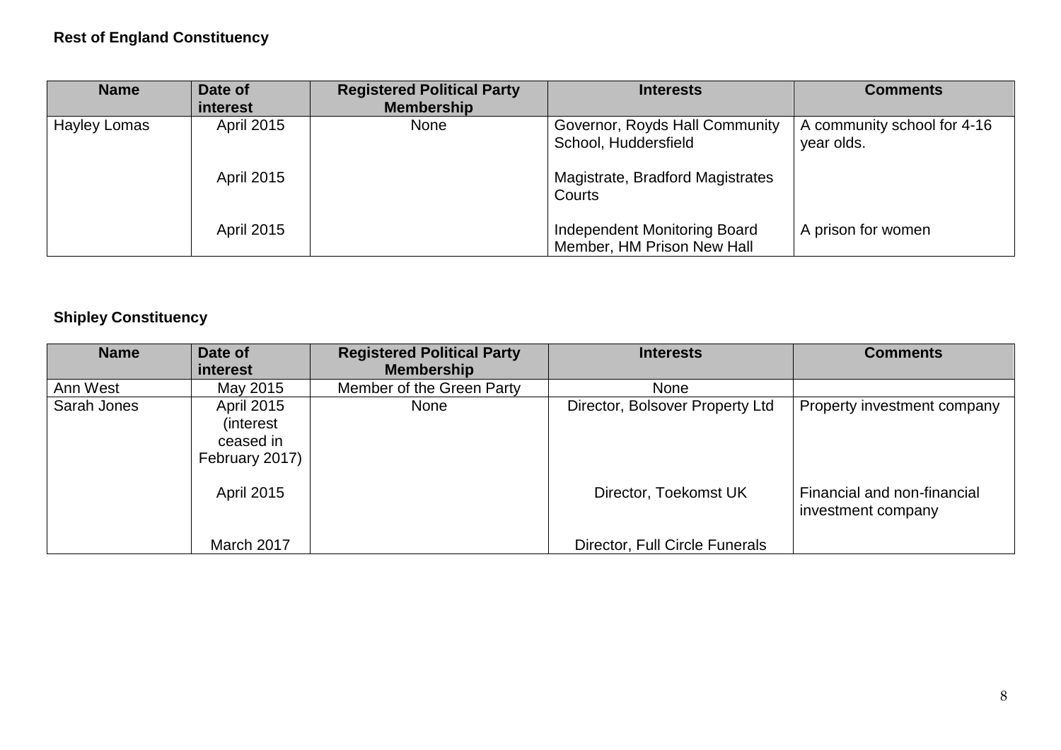**Rest of England Constituency**

| Name | Date of interest | Registered Political Party Membership | Interests | Comments |
|---|---|---|---|---|
| Hayley Lomas | April 2015 | None | Governor, Royds Hall Community School, Huddersfield | A community school for 4-16 year olds. |
| | April 2015 | | Magistrate, Bradford Magistrates Courts | |
| | April 2015 | | Independent Monitoring Board Member, HM Prison New Hall | A prison for women |

**Shipley Constituency**

| Name | Date of interest | Registered Political Party Membership | Interests | Comments |
|---|---|---|---|---|
| Ann West | May 2015 | Member of the Green Party | None | |
| Sarah Jones | April 2015 (interest ceased in February 2017) | None | Director, Bolsover Property Ltd | Property investment company |
| | April 2015 | | Director, Toekomst UK | Financial and non-financial investment company |
| | March 2017 | | Director, Full Circle Funerals | |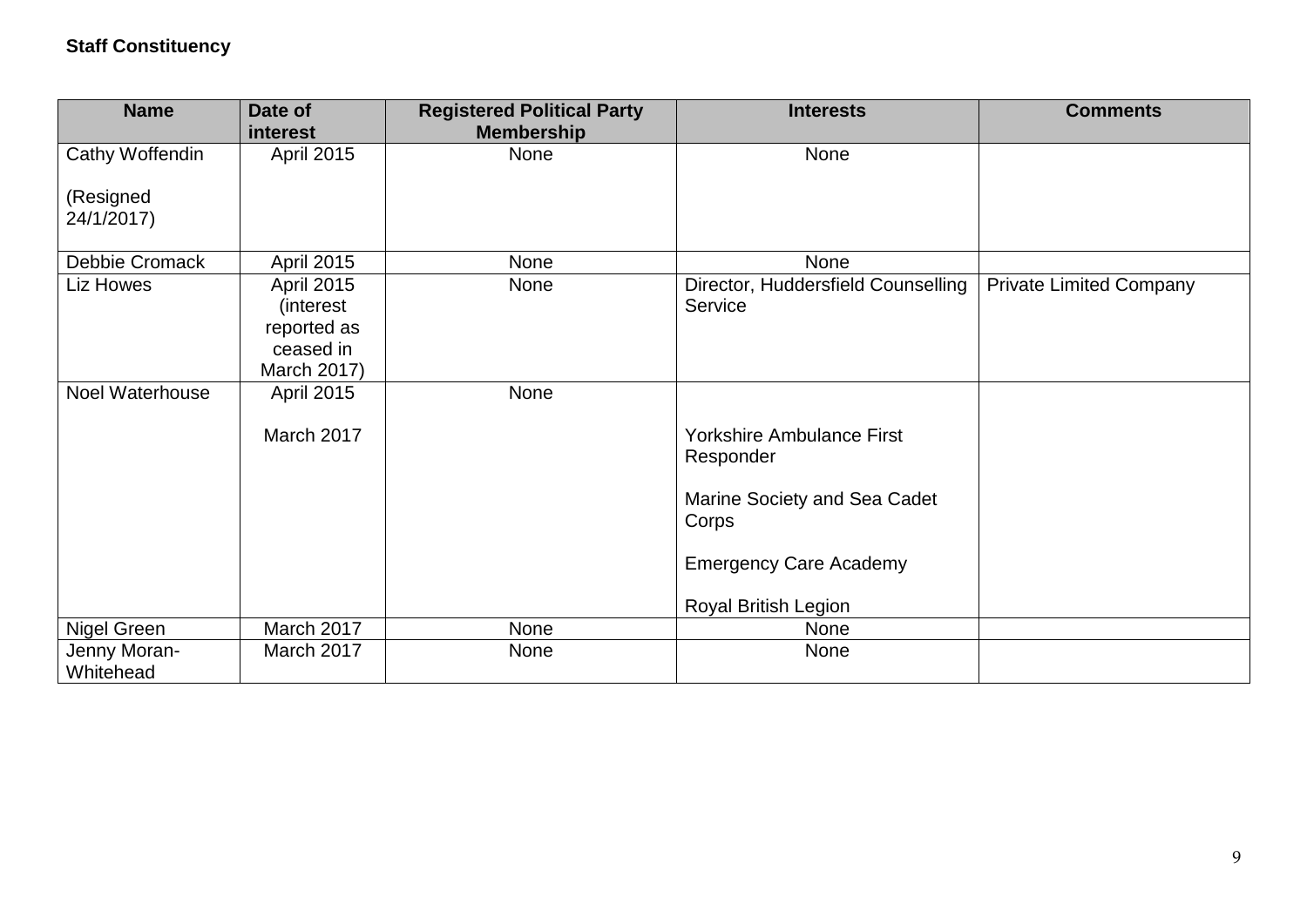**Staff Constituency**

| Name | Date of interest | Registered Political Party Membership | Interests | Comments |
|---|---|---|---|---|
| Cathy Woffendin<br><br>(Resigned 24/1/2017) | April 2015 | None | None | |
| Debbie Cromack | April 2015 | None | None | |
| Liz Howes | April 2015 (interest reported as ceased in March 2017) | None | Director, Huddersfield Counselling Service | Private Limited Company |
| Noel Waterhouse | April 2015<br><br>March 2017 | None | Yorkshire Ambulance First Responder<br><br>Marine Society and Sea Cadet Corps<br><br>Emergency Care Academy<br><br>Royal British Legion | |
| Nigel Green | March 2017 | None | None | |
| Jenny Moran-Whitehead | March 2017 | None | None | |